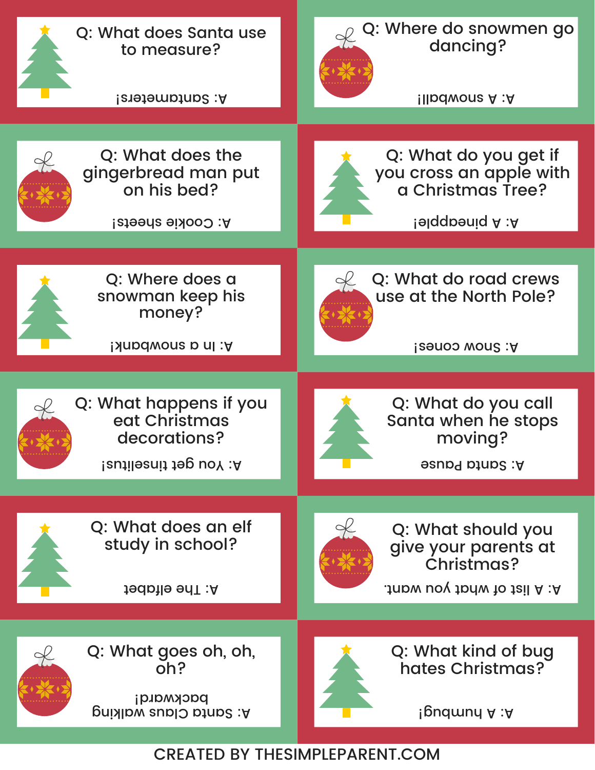Q: What does Santa use to measure?

A: Santameters!

Q: Where do snowmen go dancing?

A: A snowball!

Q: What does the gingerbread man put on his bed?

A: Cookie sheets!

Q: What do you get if you cross an apple with a Christmas Tree?

A: A pineapple!

Q: Where does a snowman keep his money?

A: In a snowbank!

Q: What do road crews use at the North Pole?

A: Snow cones!

Q: What happens if you eat Christmas decorations?

A: You get tinsellitus!

Q: What do you call Santa when he stops moving?

A: Santa Pause

Q: What does an elf study in school?

A: The elfabet

Q: What should you give your parents at Christmas?

A: A list of what you want.

Q: What goes oh, oh, oh?

A: Santa Claus walking backward!

Q: What kind of bug hates Christmas?

A: A humbug!

CREATED BY THESIMPLEPARENT.COM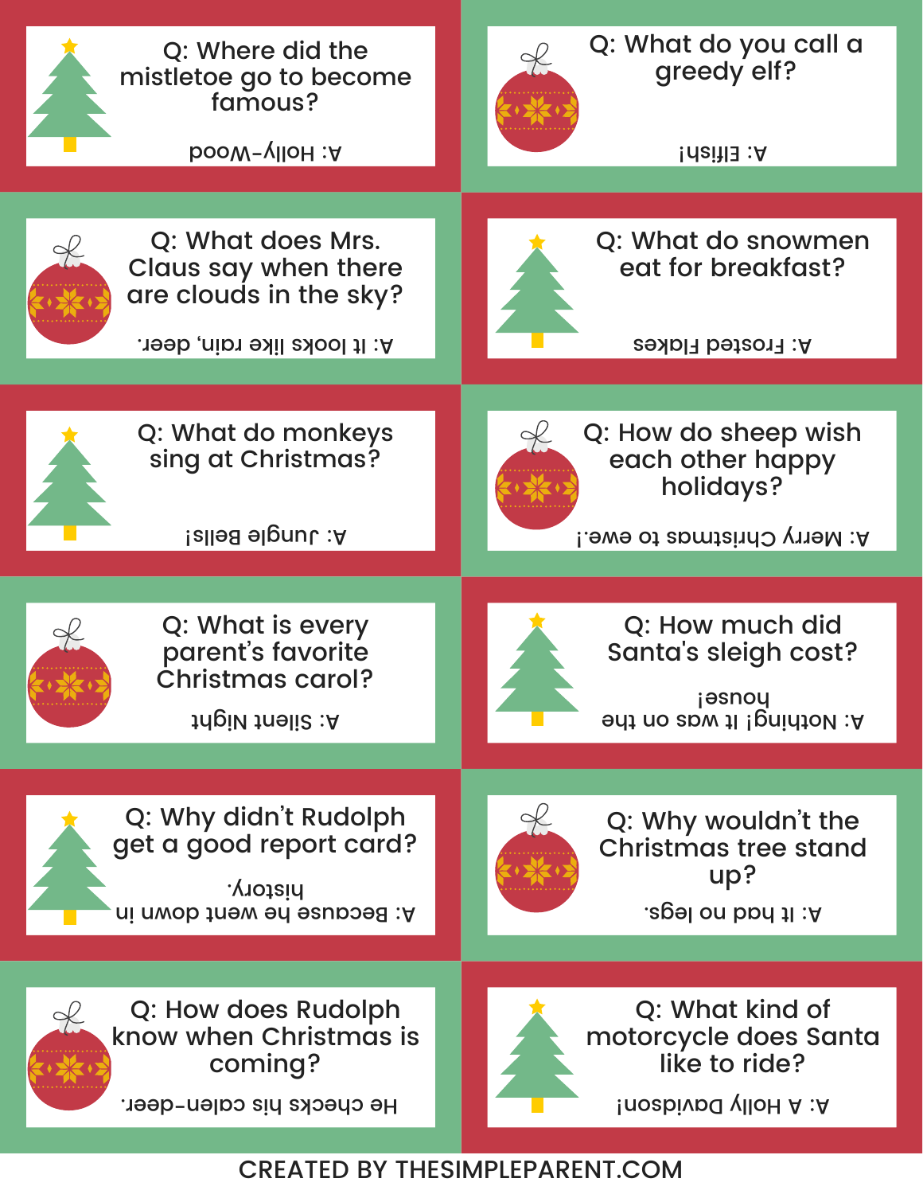Q: Where did the mistletoe go to become famous?

A: Holly-Wood

Q: What do you call a greedy elf?

A: Elfish!

Q: What does Mrs. Claus say when there are clouds in the sky?

A: It looks like rain, deer.

Q: What do snowmen eat for breakfast?

A: Frosted Flakes

Q: What do monkeys sing at Christmas?

A: Jungle Bells!

Q: How do sheep wish each other happy holidays?

A: Merry Christmas to ewe.!

Q: What is every parent's favorite Christmas carol?

A: Silent Night

Q: How much did Santa's sleigh cost?

A: Nothing! It was on the house!

Q: Why didn't Rudolph get a good report card?

A: Because he went down in history.

Q: Why wouldn't the Christmas tree stand up?

A: It had no legs.

Q: How does Rudolph know when Christmas is coming?

He checks his calen-deer.

Q: What kind of motorcycle does Santa like to ride?

A: A Holly Davidson!

CREATED BY THESIMPLEPARENT.COM